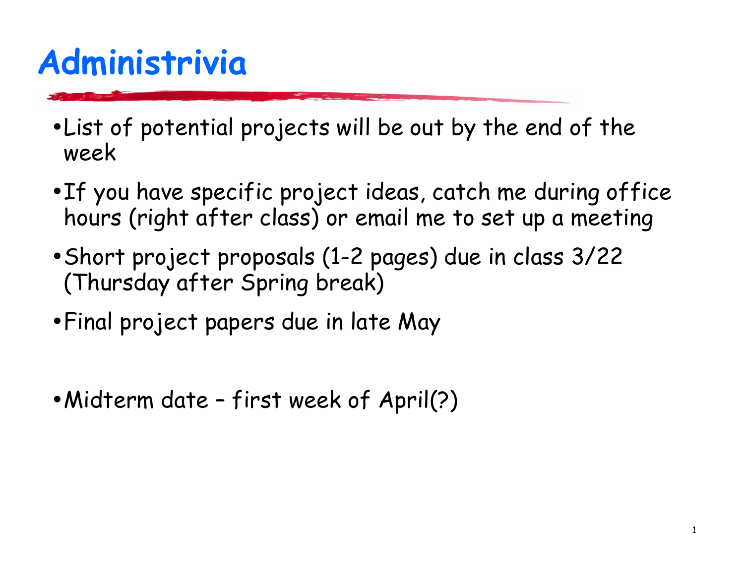# Administrivia

- List of potential projects will be out by the end of the week
- If you have specific project ideas, catch me during office hours (right after class) or email me to set up a meeting
- Short project proposals (1-2 pages) due in class 3/22 (Thursday after Spring break)
- Final project papers due in late May

- Midterm date – first week of April(?)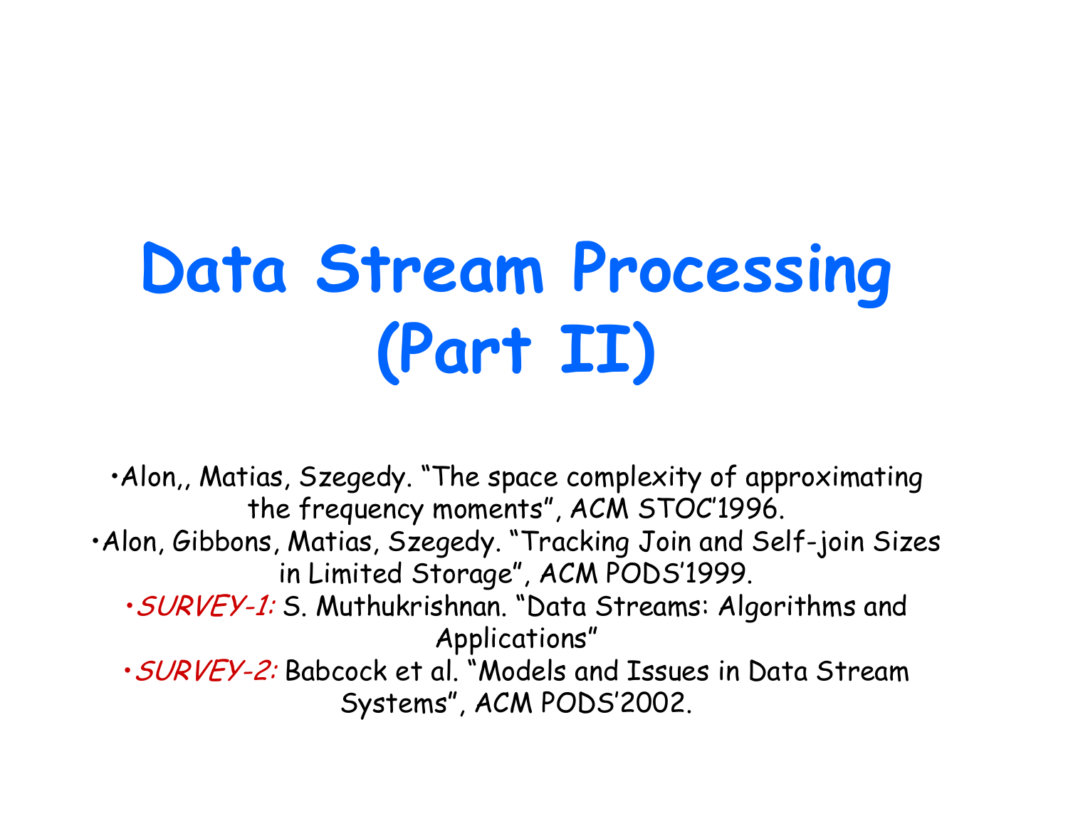# Data Stream Processing (Part II)

- Alon,, Matias, Szegedy. "The space complexity of approximating the frequency moments", ACM STOC'1996.
- Alon, Gibbons, Matias, Szegedy. "Tracking Join and Self-join Sizes in Limited Storage", ACM PODS'1999.
- *SURVEY-1:* S. Muthukrishnan. "Data Streams: Algorithms and Applications"
- *SURVEY-2:* Babcock et al. "Models and Issues in Data Stream Systems", ACM PODS'2002.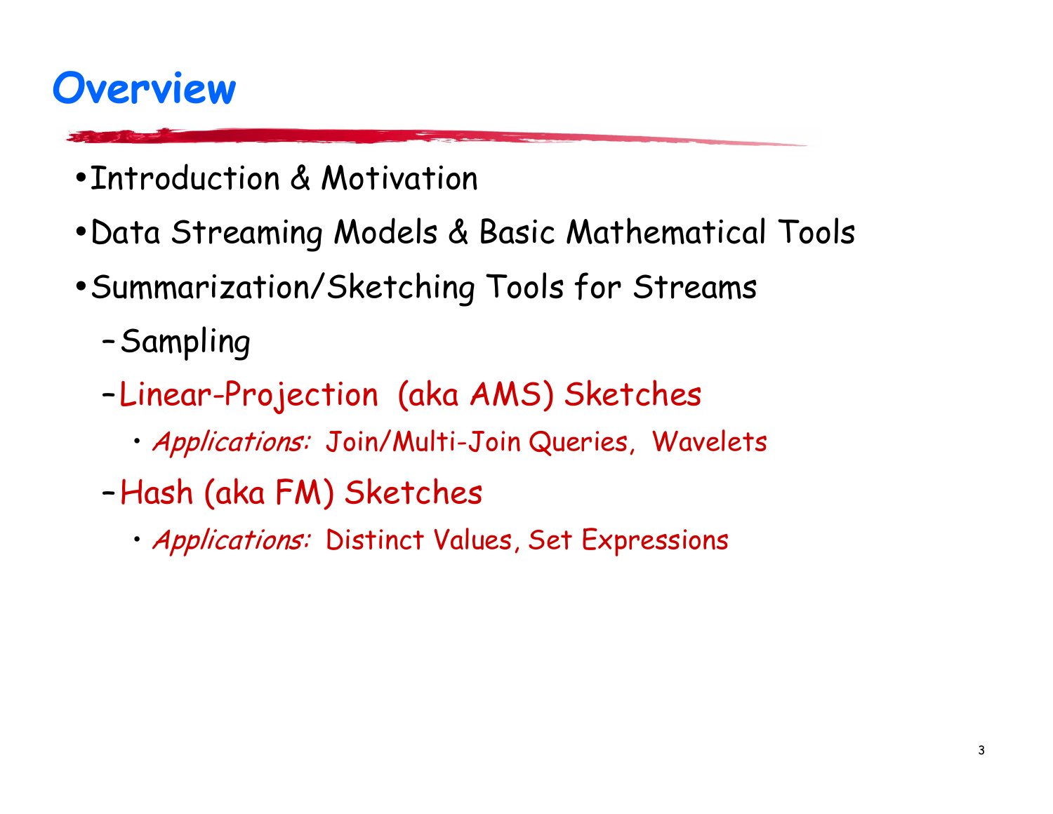# Overview

- Introduction & Motivation
- Data Streaming Models & Basic Mathematical Tools
- Summarization/Sketching Tools for Streams
  - Sampling
  - Linear-Projection (aka AMS) Sketches
    - *Applications:* Join/Multi-Join Queries, Wavelets
  - Hash (aka FM) Sketches
    - *Applications:* Distinct Values, Set Expressions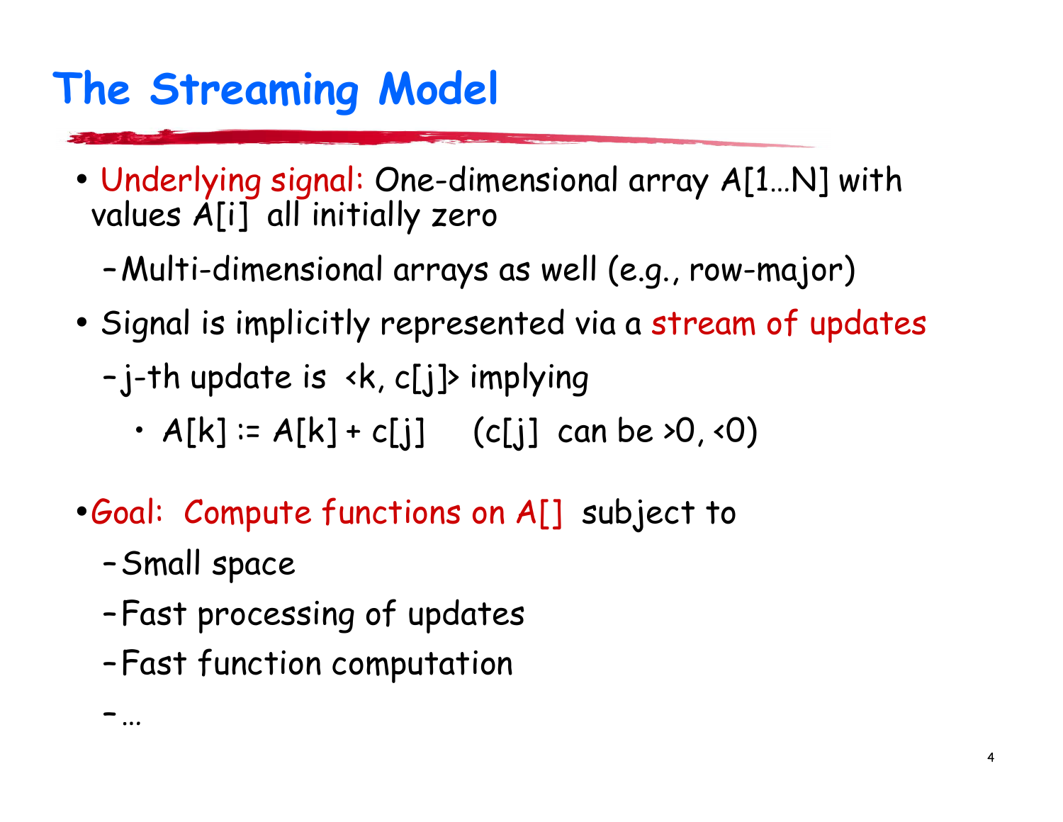# The Streaming Model

- Underlying signal: One-dimensional array A[1…N] with values A[i] all initially zero
  - Multi-dimensional arrays as well (e.g., row-major)
- Signal is implicitly represented via a stream of updates
  - j-th update is <k, c[j]> implying
    - A[k] := A[k] + c[j]     (c[j] can be >0, <0)

- Goal: Compute functions on A[] subject to
  - Small space
  - Fast processing of updates
  - Fast function computation
  - …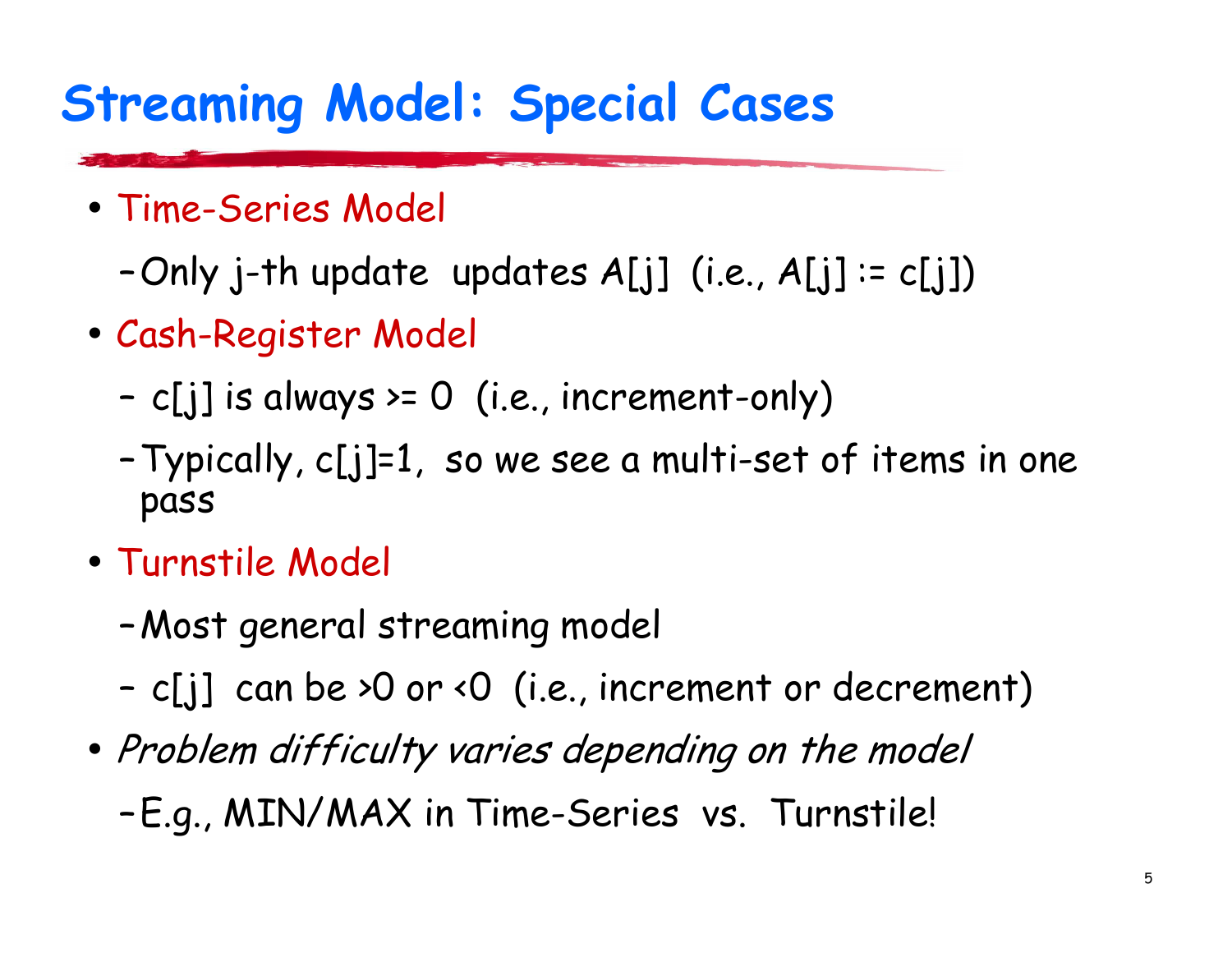# Streaming Model: Special Cases

- Time-Series Model
  - Only j-th update updates A[j] (i.e., A[j] := c[j])
- Cash-Register Model
  - c[j] is always >= 0 (i.e., increment-only)
  - Typically, c[j]=1, so we see a multi-set of items in one pass
- Turnstile Model
  - Most general streaming model
  - c[j] can be >0 or <0 (i.e., increment or decrement)
- *Problem difficulty varies depending on the model*
  - E.g., MIN/MAX in Time-Series vs. Turnstile!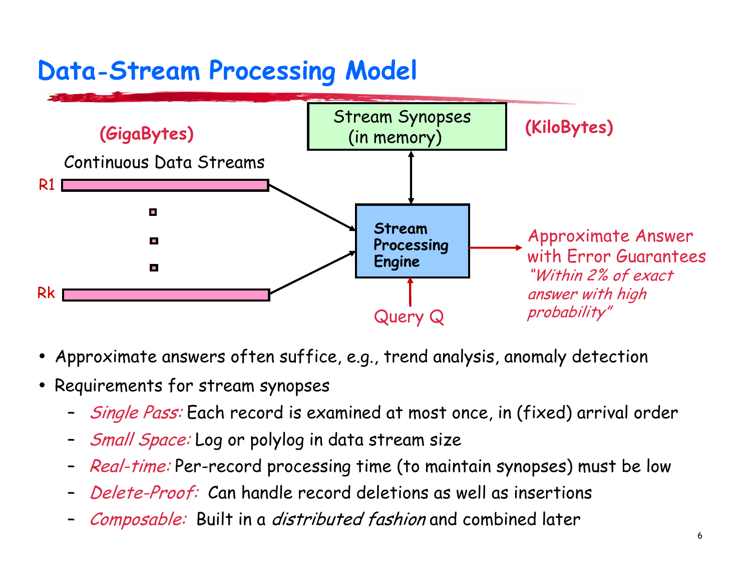# Data-Stream Processing Model

(GigaBytes)

Continuous Data Streams

R1

Rk

Stream Synopses (in memory)

(KiloBytes)

**Stream Processing Engine**

Query Q

Approximate Answer with Error Guarantees
*"Within 2% of exact answer with high probability"*

- Approximate answers often suffice, e.g., trend analysis, anomaly detection
- Requirements for stream synopses
  - *Single Pass:* Each record is examined at most once, in (fixed) arrival order
  - *Small Space:* Log or polylog in data stream size
  - *Real-time:* Per-record processing time (to maintain synopses) must be low
  - *Delete-Proof:* Can handle record deletions as well as insertions
  - *Composable:* Built in a *distributed fashion* and combined later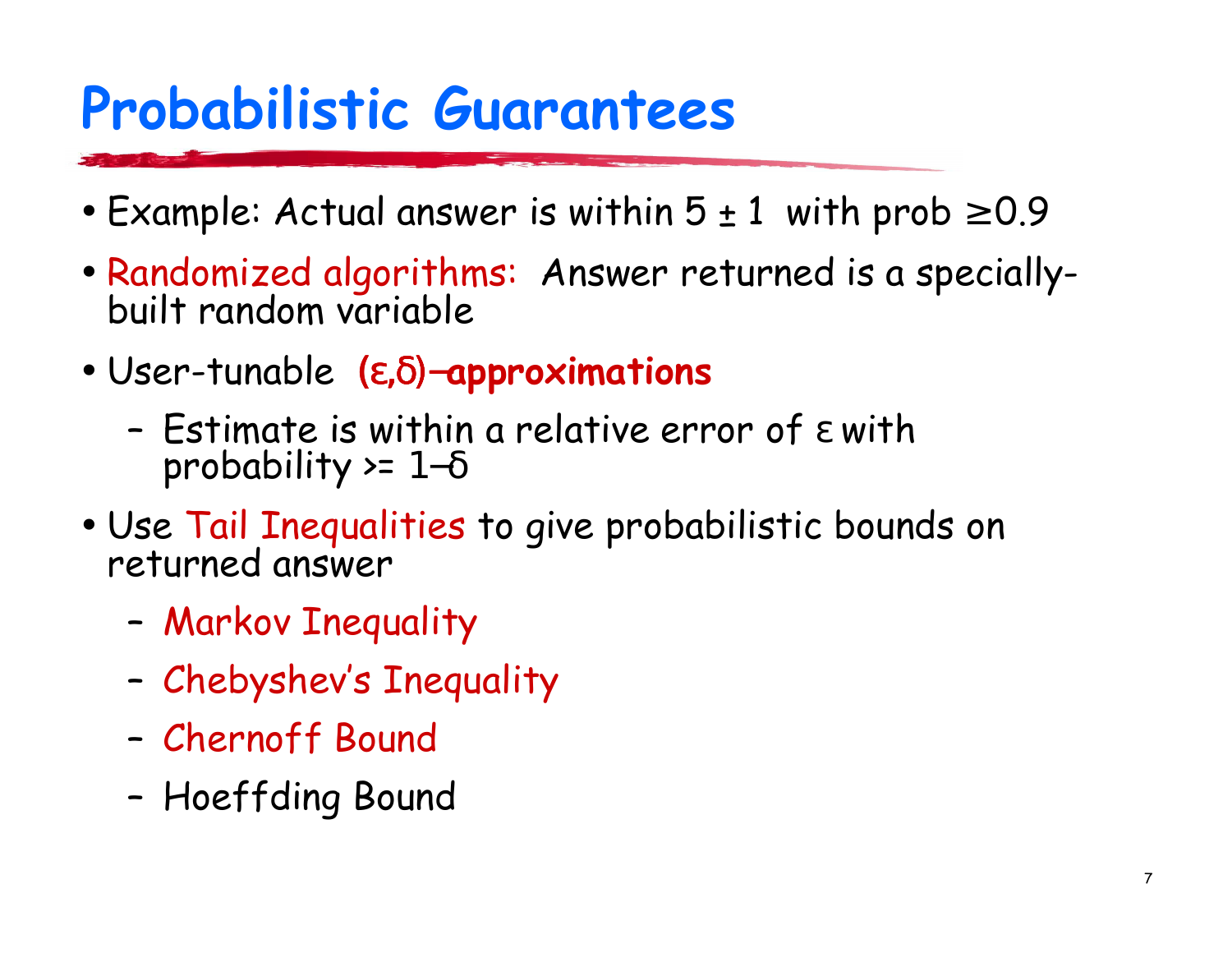# Probabilistic Guarantees

- Example: Actual answer is within $5 \pm 1$ with prob $\geq 0.9$
- Randomized algorithms: Answer returned is a specially-built random variable
- User-tunable **$(\varepsilon,\delta)$–approximations**
  - Estimate is within a relative error of $\varepsilon$ with probability >= $1–\delta$
- Use Tail Inequalities to give probabilistic bounds on returned answer
  - Markov Inequality
  - Chebyshev's Inequality
  - Chernoff Bound
  - Hoeffding Bound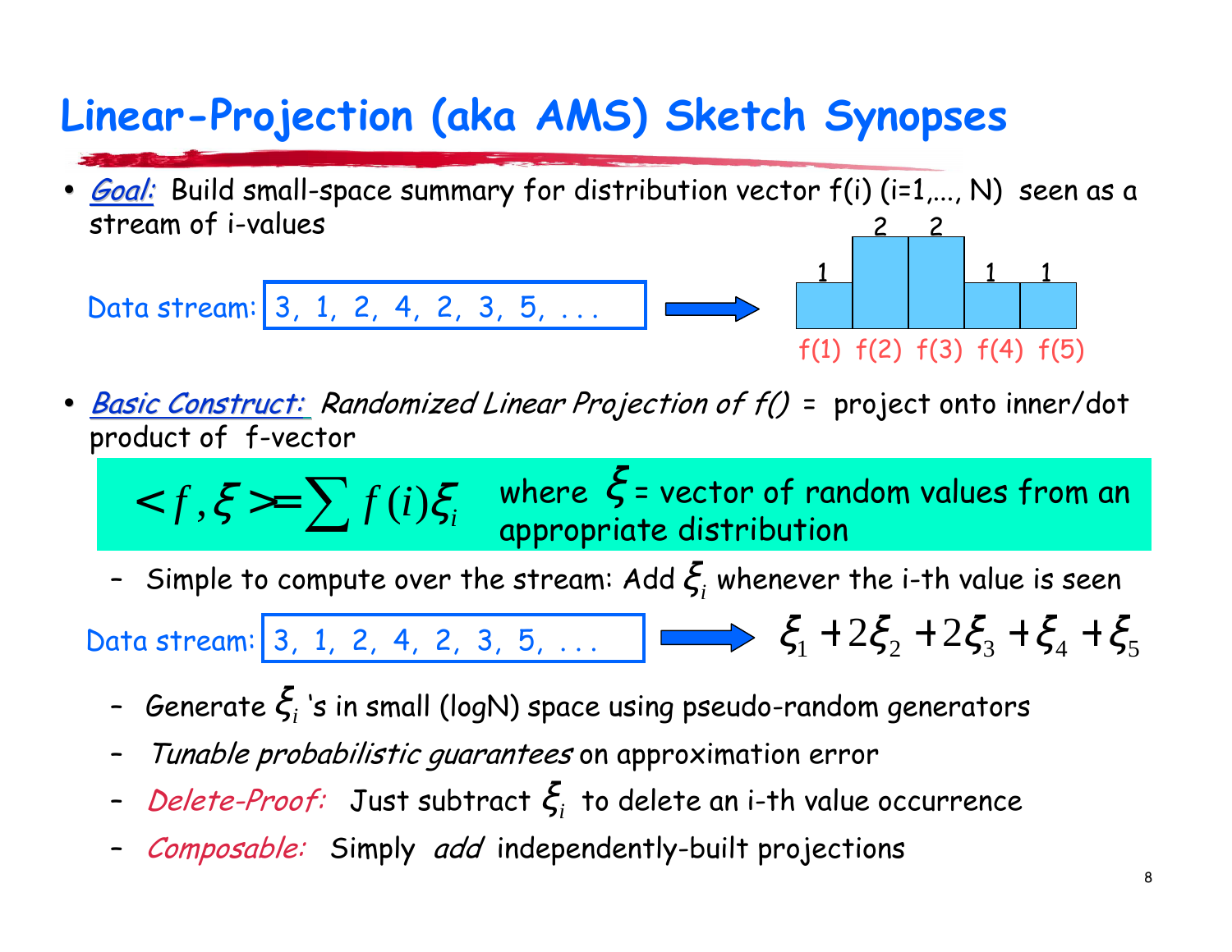# Linear-Projection (aka AMS) Sketch Synopses

- ***Goal:*** Build small-space summary for distribution vector f(i) (i=1,..., N) seen as a stream of i-values

Data stream: 3, 1, 2, 4, 2, 3, 5, . . . → f(1) = 1, f(2) = 2, f(3) = 2, f(4) = 1, f(5) = 1

- ***Basic Construct:*** *Randomized Linear Projection of f()* = project onto inner/dot product of f-vector

$$< f, \xi > = \sum f(i)\xi_i$$

where $\xi$ = vector of random values from an appropriate distribution

  - Simple to compute over the stream: Add $\xi_i$ whenever the i-th value is seen

Data stream: 3, 1, 2, 4, 2, 3, 5, . . . → $\xi_1 + 2\xi_2 + 2\xi_3 + \xi_4 + \xi_5$

  - Generate $\xi_i$ 's in small (logN) space using pseudo-random generators
  - *Tunable probabilistic guarantees* on approximation error
  - *Delete-Proof:* Just subtract $\xi_i$ to delete an i-th value occurrence
  - *Composable:* Simply *add* independently-built projections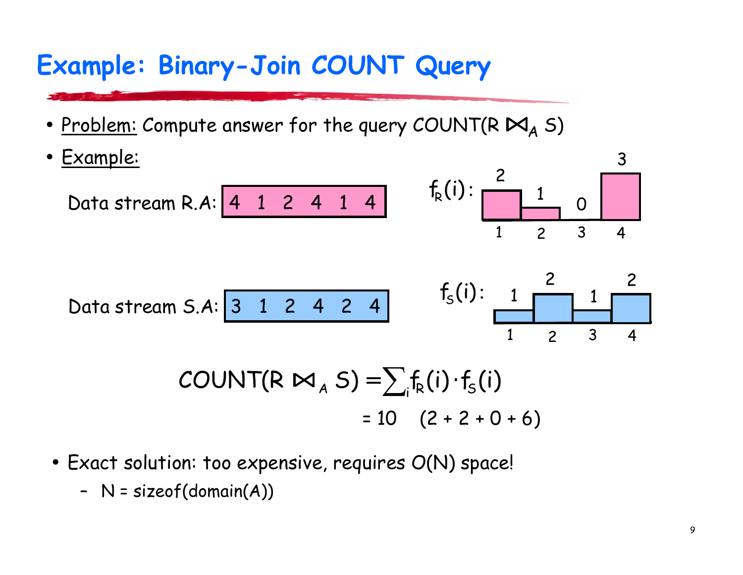# Example: Binary-Join COUNT Query

- Problem: Compute answer for the query COUNT(R $\bowtie_A$ S)
- Example:

Data stream R.A: 4 1 2 4 1 4

$f_R(i)$:

| i | 1 | 2 | 3 | 4 |
|---|---|---|---|---|
| $f_R(i)$ | 2 | 1 | 0 | 3 |

Data stream S.A: 3 1 2 4 2 4

$f_S(i)$:

| i | 1 | 2 | 3 | 4 |
|---|---|---|---|---|
| $f_S(i)$ | 1 | 2 | 1 | 2 |

$$\text{COUNT}(R \bowtie_A S) = \sum_i f_R(i) \cdot f_S(i)$$

$$= 10 \quad (2 + 2 + 0 + 6)$$

- Exact solution: too expensive, requires O(N) space!
  - N = sizeof(domain(A))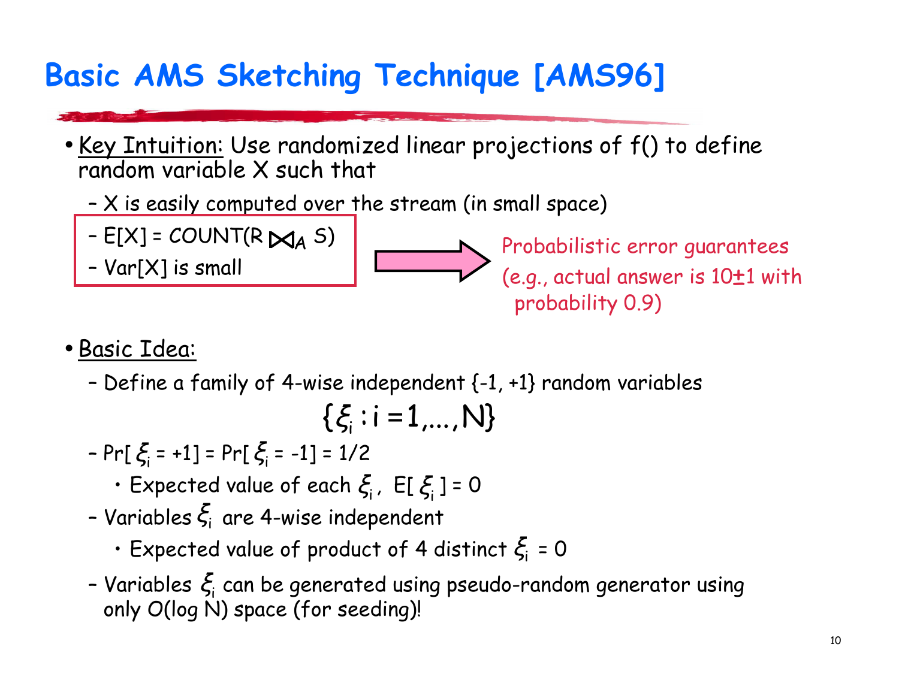# Basic AMS Sketching Technique [AMS96]

- Key Intuition: Use randomized linear projections of f() to define random variable X such that
  - X is easily computed over the stream (in small space)
  - E[X] = COUNT(R $\bowtie_A$ S)
  - Var[X] is small

Probabilistic error guarantees (e.g., actual answer is 10±1 with probability 0.9)

- Basic Idea:
  - Define a family of 4-wise independent {-1, +1} random variables

$$\{\xi_i : i = 1,\ldots,N\}$$

  - Pr[ $\xi_i$ = +1] = Pr[ $\xi_i$ = -1] = 1/2
    - Expected value of each $\xi_i$, E[ $\xi_i$ ] = 0
  - Variables $\xi_i$ are 4-wise independent
    - Expected value of product of 4 distinct $\xi_i$ = 0
  - Variables $\xi_i$ can be generated using pseudo-random generator using only O(log N) space (for seeding)!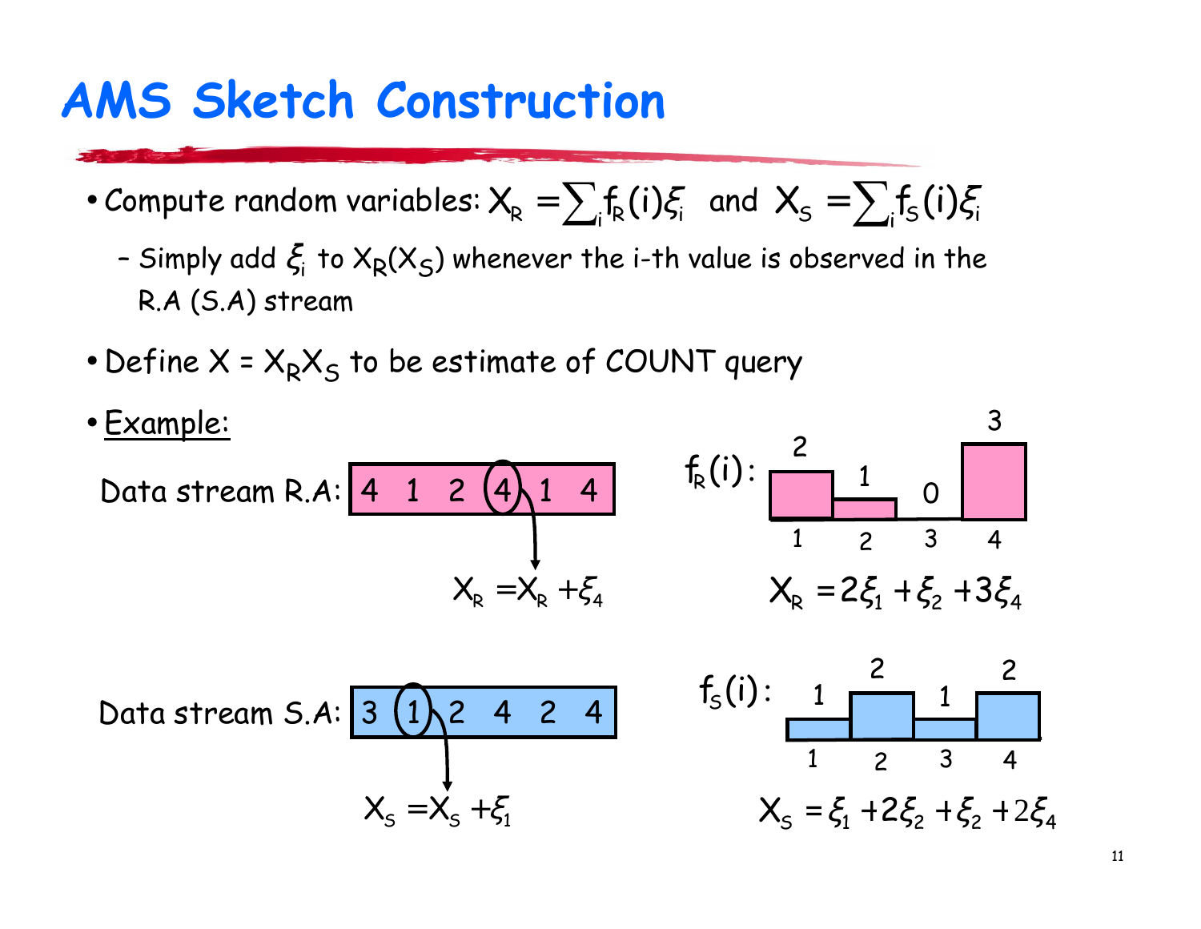# AMS Sketch Construction

- Compute random variables: $X_R = \sum_i f_R(i)\xi_i$ and $X_S = \sum_i f_S(i)\xi_i$
  - Simply add $\xi_i$ to $X_R$($X_S$) whenever the i-th value is observed in the R.A (S.A) stream
- Define $X = X_R X_S$ to be estimate of COUNT query
- Example:

Data stream R.A: 4 1 2 4 1 4

$X_R = X_R + \xi_4$

$f_R(i)$:

| i | 1 | 2 | 3 | 4 |
|---|---|---|---|---|
| $f_R(i)$ | 2 | 1 | 0 | 3 |

$X_R = 2\xi_1 + \xi_2 + 3\xi_4$

Data stream S.A: 3 1 2 4 2 4

$X_S = X_S + \xi_1$

$f_S(i)$:

| i | 1 | 2 | 3 | 4 |
|---|---|---|---|---|
| $f_S(i)$ | 1 | 2 | 1 | 2 |

$X_S = \xi_1 + 2\xi_2 + \xi_2 + 2\xi_4$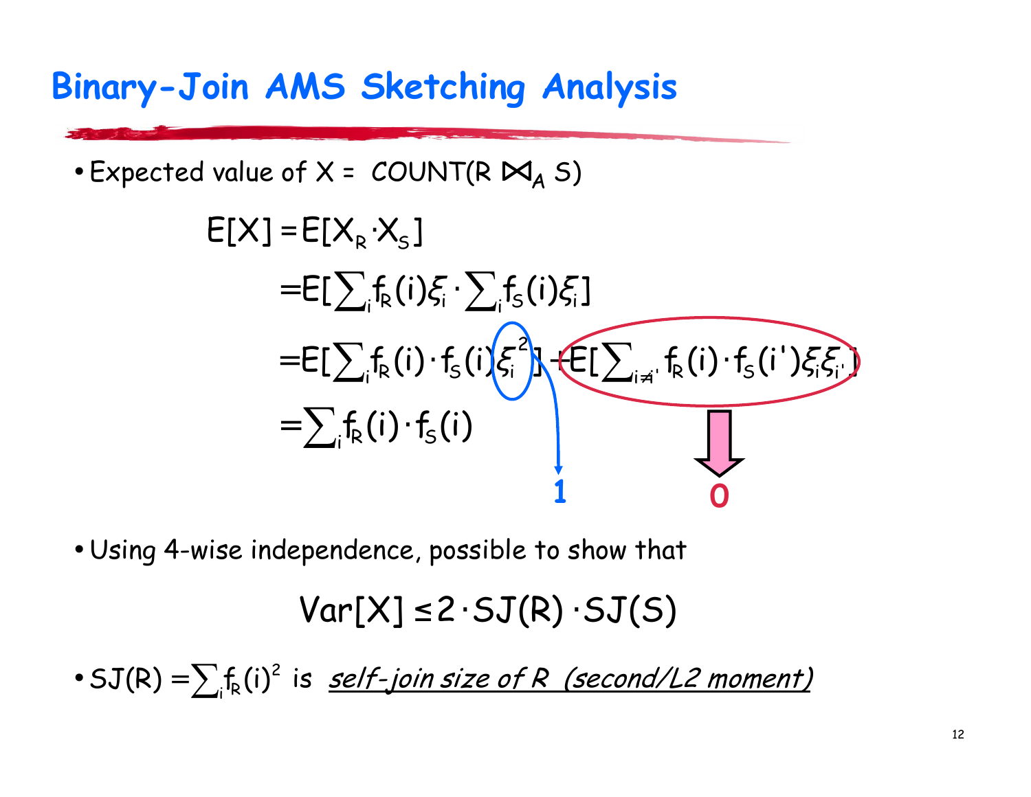# Binary-Join AMS Sketching Analysis

- Expected value of X = COUNT(R $\bowtie_A$ S)

$$
\begin{aligned}
E[X] &= E[X_R \cdot X_S] \\
&= E[\sum_i f_R(i)\xi_i \cdot \sum_i f_S(i)\xi_i] \\
&= E[\sum_i f_R(i) \cdot f_S(i)\xi_i^2] + E[\sum_{i \neq i'} f_R(i) \cdot f_S(i')\xi_i \xi_{i'}] \\
&= \sum_i f_R(i) \cdot f_S(i)
\end{aligned}
$$

($\xi_i^2 \rightarrow$ **1**; $E[\sum_{i \neq i'} f_R(i) \cdot f_S(i')\xi_i \xi_{i'}] \rightarrow$ **0**)

- Using 4-wise independence, possible to show that

$$
Var[X] \leq 2 \cdot SJ(R) \cdot SJ(S)
$$

- $SJ(R) = \sum_i f_R(i)^2$ is *self-join size of R (second/L2 moment)*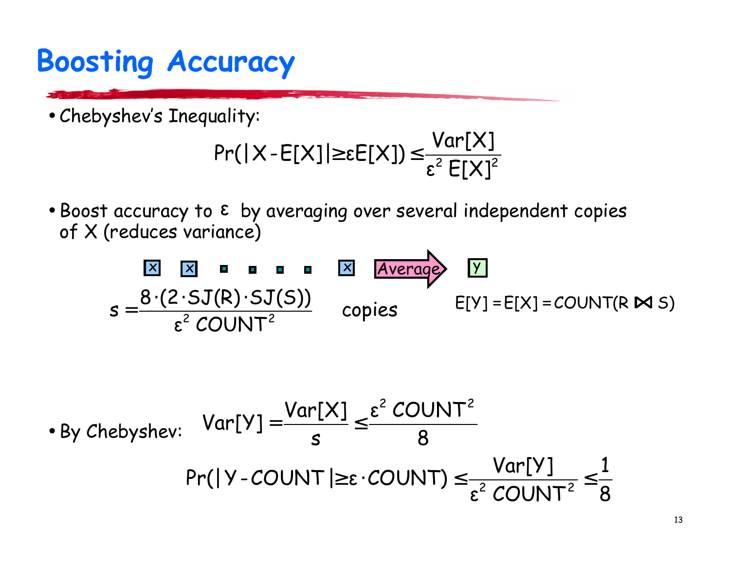# Boosting Accuracy

- Chebyshev's Inequality:

$$\Pr(|X - E[X]| \geq \epsilon E[X]) \leq \frac{Var[X]}{\epsilon^2 \, E[X]^2}$$

- Boost accuracy to $\epsilon$ by averaging over several independent copies of X (reduces variance)

X X ▪ ▪ ▪ ▪ X → Average → Y

$$s = \frac{8 \cdot (2 \cdot SJ(R) \cdot SJ(S))}{\epsilon^2 \, COUNT^2} \quad \text{copies}$$

$$E[Y] = E[X] = COUNT(R \bowtie S)$$

- By Chebyshev:

$$Var[Y] = \frac{Var[X]}{s} \leq \frac{\epsilon^2 \, COUNT^2}{8}$$

$$\Pr(|Y - COUNT| \geq \epsilon \cdot COUNT) \leq \frac{Var[Y]}{\epsilon^2 \, COUNT^2} \leq \frac{1}{8}$$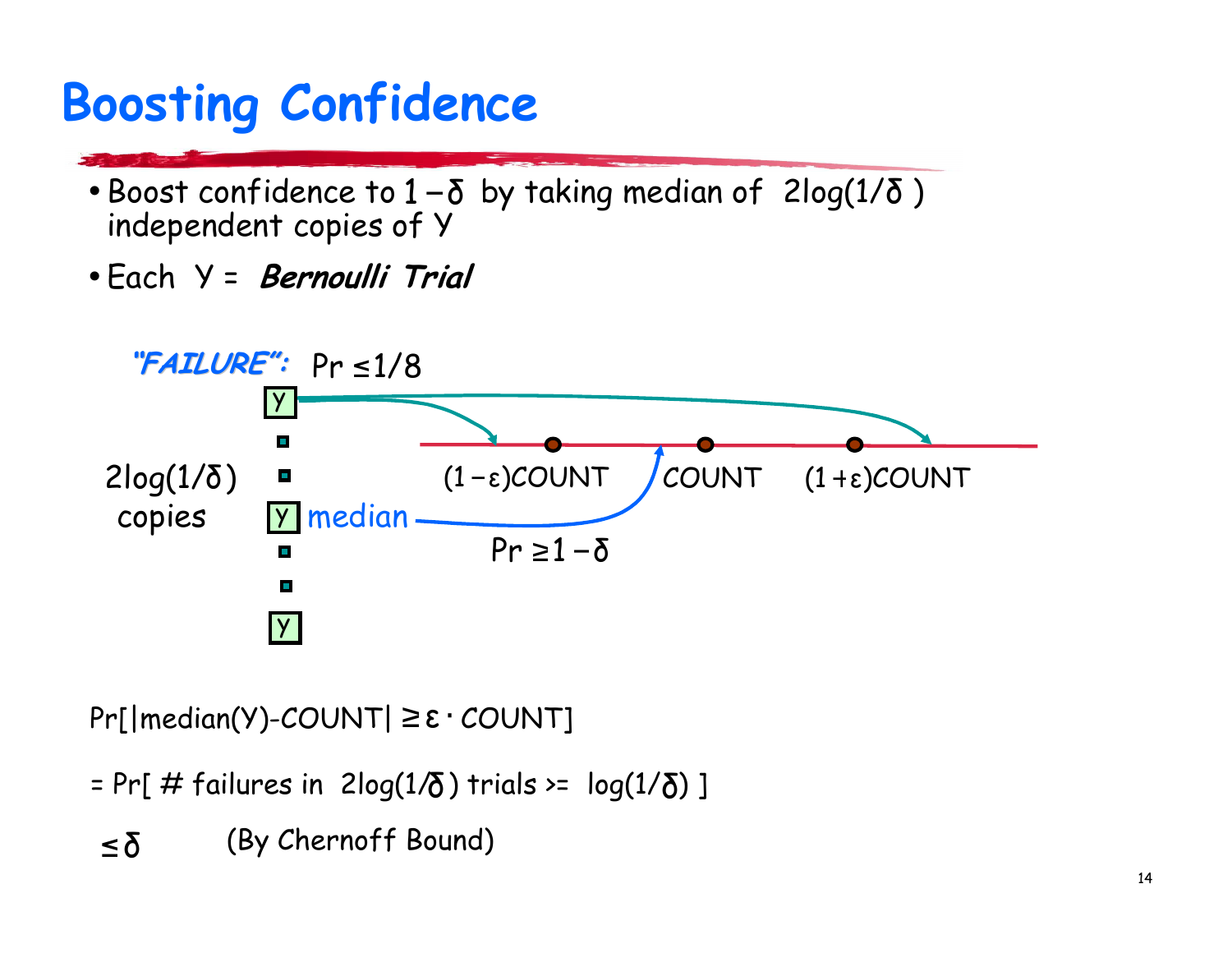# Boosting Confidence

- Boost confidence to $1-\delta$ by taking median of $2\log(1/\delta)$ independent copies of Y
- Each Y = ***Bernoulli Trial***

*"FAILURE":* $\Pr \leq 1/8$

$2\log(1/\delta)$ copies

Y median

$(1-\varepsilon)$COUNT    COUNT    $(1+\varepsilon)$COUNT

$\Pr \geq 1-\delta$

Pr[|median(Y)-COUNT| $\geq \varepsilon \cdot$ COUNT]

= Pr[ # failures in $2\log(1/\delta)$ trials >= $\log(1/\delta)$ ]

$\leq \delta$ (By Chernoff Bound)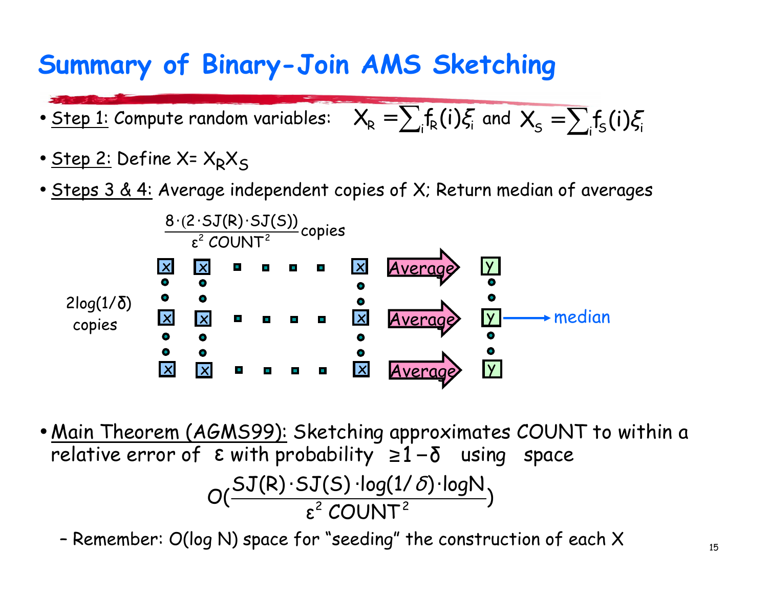# Summary of Binary-Join AMS Sketching

- Step 1: Compute random variables: $X_R = \sum_i f_R(i)\xi_i$ and $X_S = \sum_i f_S(i)\xi_i$
- Step 2: Define X= $X_R X_S$
- Steps 3 & 4: Average independent copies of X; Return median of averages

$\frac{8 \cdot (2 \cdot SJ(R) \cdot SJ(S))}{\varepsilon^2 \, COUNT^2}$ copies

2log(1/δ) copies

Average → y

median

- Main Theorem (AGMS99): Sketching approximates COUNT to within a relative error of $\varepsilon$ with probability $\geq 1-\delta$ using space

$$O(\frac{SJ(R) \cdot SJ(S) \cdot \log(1/\delta) \cdot \log N}{\varepsilon^2 \, COUNT^2})$$

  – Remember: O(log N) space for "seeding" the construction of each X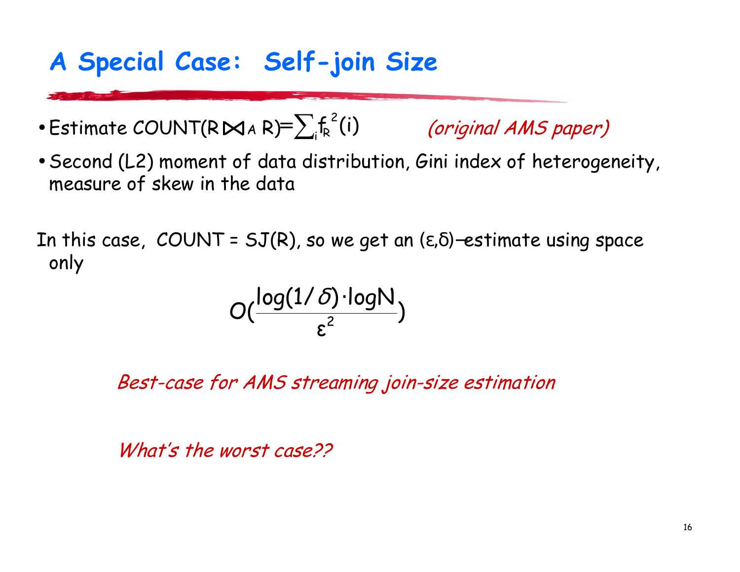# A Special Case: Self-join Size

- Estimate $\text{COUNT}(R \bowtie_A R) = \sum_i f_R^2(i)$ *(original AMS paper)*
- Second (L2) moment of data distribution, Gini index of heterogeneity, measure of skew in the data

In this case, COUNT = SJ(R), so we get an $(\varepsilon,\delta)$–estimate using space only

$$O\left(\frac{\log(1/\delta) \cdot \log N}{\varepsilon^2}\right)$$

*Best-case for AMS streaming join-size estimation*

*What's the worst case??*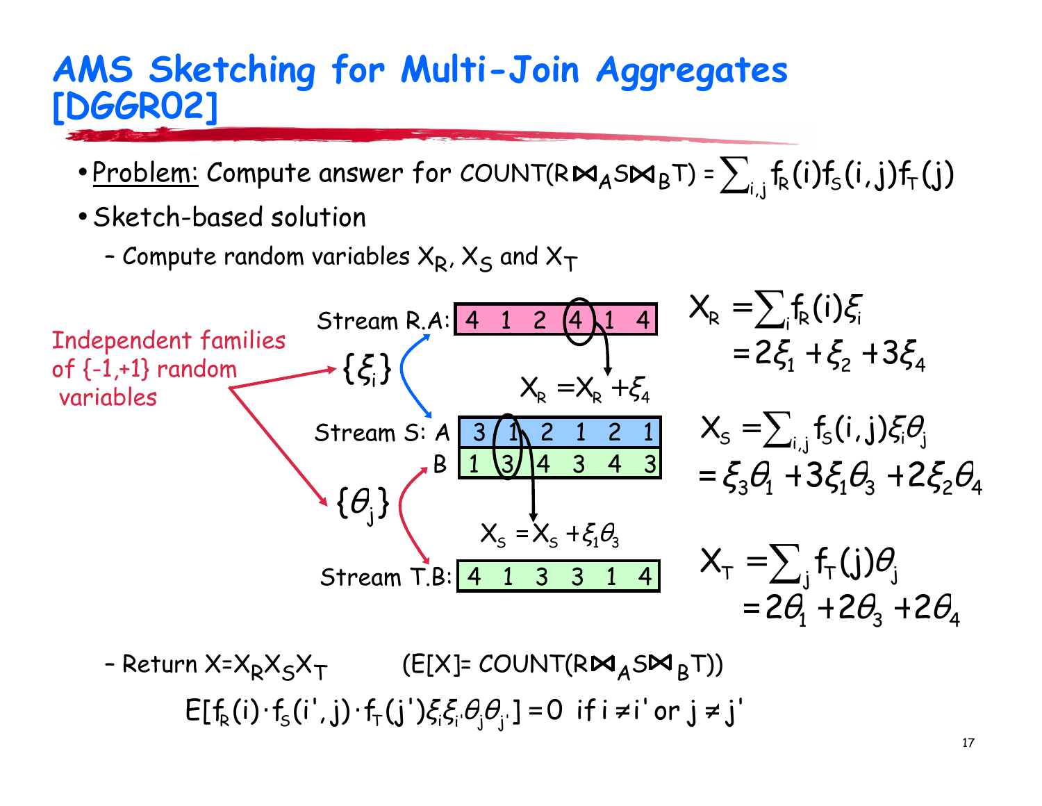# AMS Sketching for Multi-Join Aggregates [DGGR02]

- Problem: Compute answer for COUNT($R \bowtie_A S \bowtie_B T$) = $\sum_{i,j} f_R(i) f_S(i,j) f_T(j)$
- Sketch-based solution
  - Compute random variables $X_R$, $X_S$ and $X_T$

Independent families of {-1,+1} random variables: $\{\xi_i\}$, $\{\theta_j\}$

| Stream | | | | | | |
|---|---|---|---|---|---|---|
| Stream R.A: | 4 | 1 | 2 | 4 | 1 | 4 |
| Stream S: A | 3 | 1 | 2 | 1 | 2 | 1 |
| Stream S: B | 1 | 3 | 4 | 3 | 4 | 3 |
| Stream T.B: | 4 | 1 | 3 | 3 | 1 | 4 |

$X_R = X_R + \xi_4$

$X_S = X_S + \xi_1 \theta_3$

$$X_R = \sum_i f_R(i) \xi_i = 2\xi_1 + \xi_2 + 3\xi_4$$

$$X_S = \sum_{i,j} f_S(i,j) \xi_i \theta_j = \xi_3 \theta_1 + 3\xi_1 \theta_3 + 2\xi_2 \theta_4$$

$$X_T = \sum_j f_T(j) \theta_j = 2\theta_1 + 2\theta_3 + 2\theta_4$$

- Return $X = X_R X_S X_T$ (E[X]= COUNT($R \bowtie_A S \bowtie_B T$))

$$E[f_R(i) \cdot f_S(i',j) \cdot f_T(j') \xi_i \xi_{i'} \theta_j \theta_{j'}] = 0 \text{ if } i \neq i' \text{ or } j \neq j'$$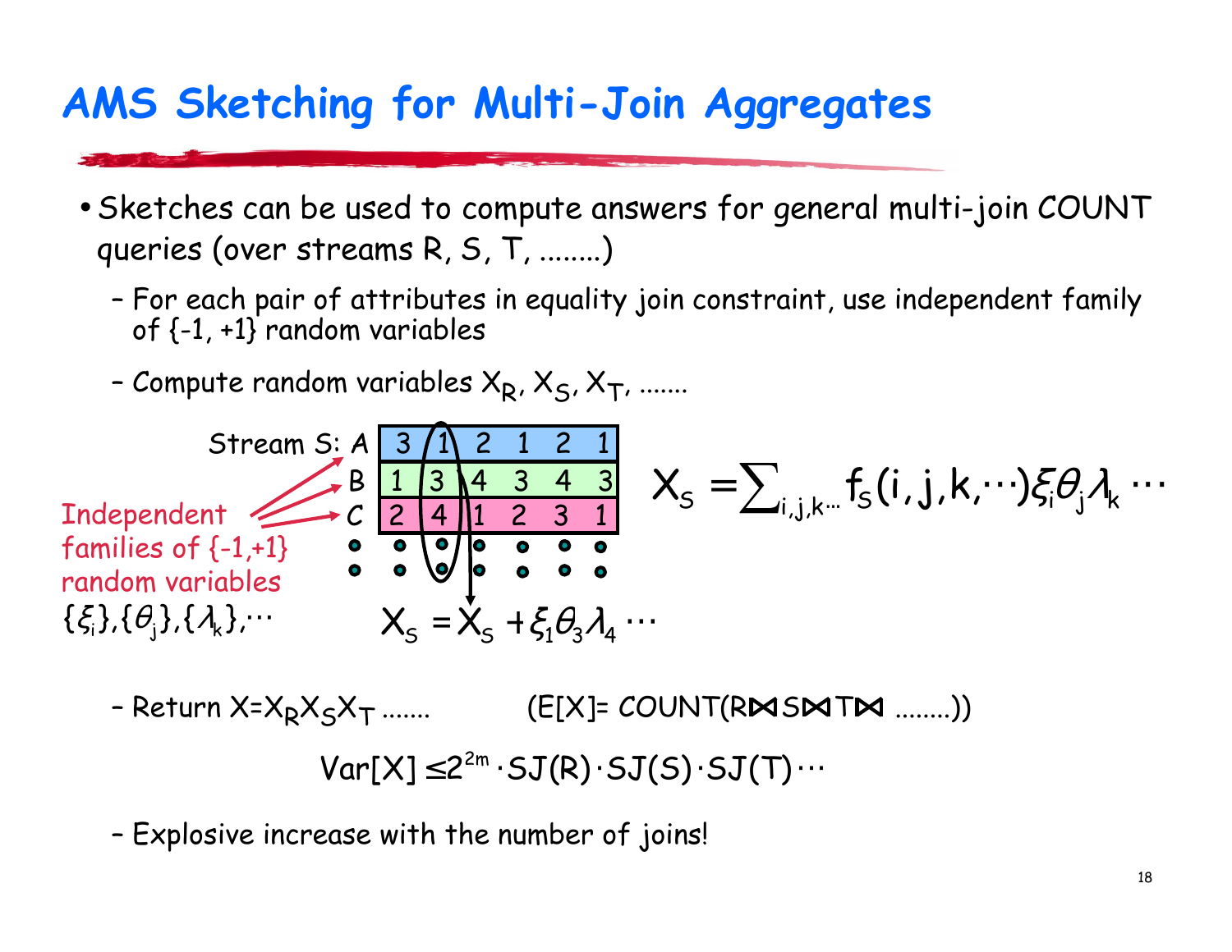# AMS Sketching for Multi-Join Aggregates

- Sketches can be used to compute answers for general multi-join COUNT queries (over streams R, S, T, ........)
  - For each pair of attributes in equality join constraint, use independent family of {-1, +1} random variables
  - Compute random variables $X_R, X_S, X_T$, .......

Stream S:

| | | | | | | |
|---|---|---|---|---|---|---|
| A | 3 | 1 | 2 | 1 | 2 | 1 |
| B | 1 | 3 | 4 | 3 | 4 | 3 |
| C | 2 | 4 | 1 | 2 | 3 | 1 |

Independent families of {-1,+1} random variables $\{\xi_i\},\{\theta_j\},\{\lambda_k\},\cdots$

$$X_S = \sum_{i,j,k\cdots} f_S(i,j,k,\cdots)\xi_i\theta_j\lambda_k\cdots$$

$$X_S = X_S + \xi_1\theta_3\lambda_4\cdots$$

  - Return $X = X_R X_S X_T$ .......  (E[X]= COUNT(R⋈S⋈T⋈ ........))

$$Var[X] \le 2^{2m}\cdot SJ(R)\cdot SJ(S)\cdot SJ(T)\cdots$$

  - Explosive increase with the number of joins!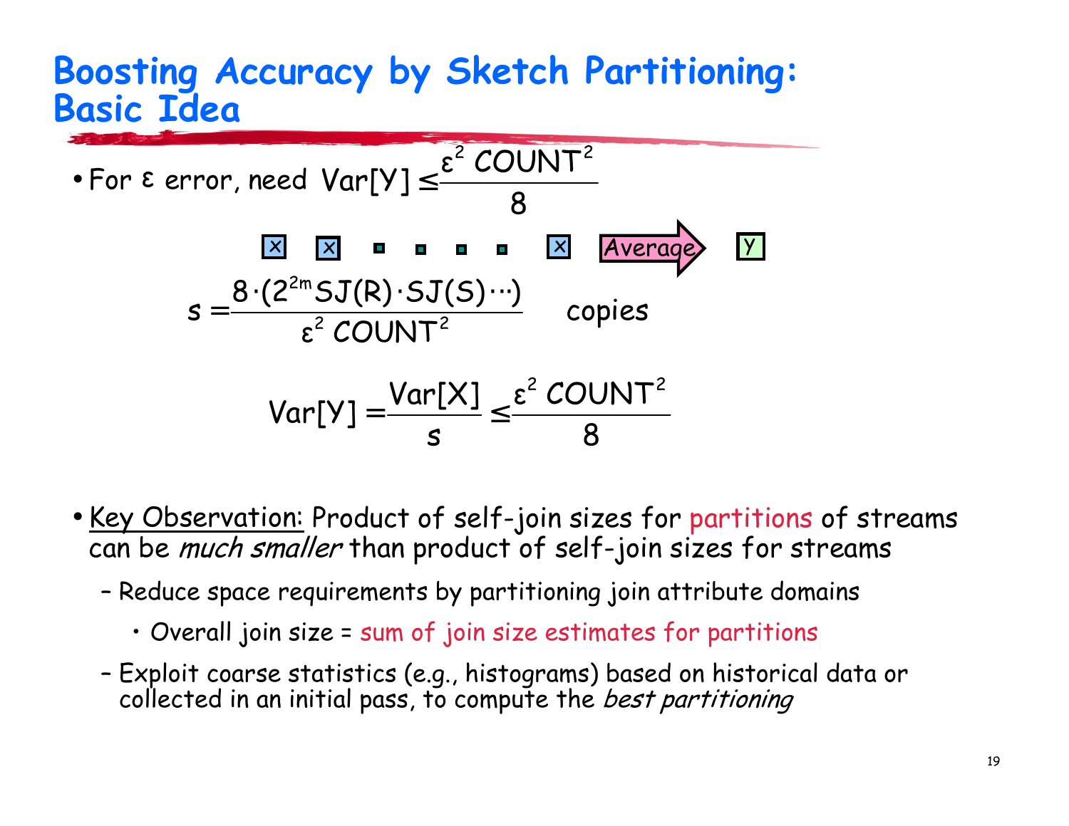# Boosting Accuracy by Sketch Partitioning: Basic Idea

- For ε error, need $\mathrm{Var}[Y] \le \frac{\varepsilon^2 \, COUNT^2}{8}$

X X ▪ ▪ ▪ ▪ X Average → Y

$$s = \frac{8 \cdot (2^{2m} SJ(R) \cdot SJ(S) \cdots)}{\varepsilon^2 \, COUNT^2} \quad \text{copies}$$

$$\mathrm{Var}[Y] = \frac{\mathrm{Var}[X]}{s} \le \frac{\varepsilon^2 \, COUNT^2}{8}$$

- Key Observation: Product of self-join sizes for partitions of streams can be *much smaller* than product of self-join sizes for streams
  - Reduce space requirements by partitioning join attribute domains
    - Overall join size = sum of join size estimates for partitions
  - Exploit coarse statistics (e.g., histograms) based on historical data or collected in an initial pass, to compute the *best partitioning*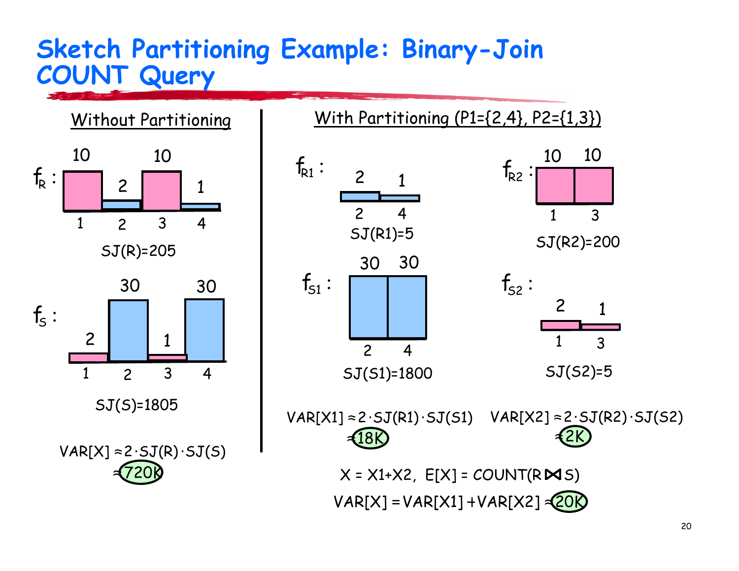# Sketch Partitioning Example: Binary-Join COUNT Query

## Without Partitioning

$f_R$ :

| 1 | 2 | 3 | 4 |
|---|---|---|---|
| 10 | 2 | 10 | 1 |

SJ(R)=205

$f_S$ :

| 1 | 2 | 3 | 4 |
|---|---|---|---|
| 2 | 30 | 1 | 30 |

SJ(S)=1805

$$VAR[X] \approx 2 \cdot SJ(R) \cdot SJ(S)$$

$\approx$ 720K

## With Partitioning (P1={2,4}, P2={1,3})

$f_{R1}$ :

| 2 | 4 |
|---|---|
| 2 | 1 |

SJ(R1)=5

$f_{R2}$ :

| 1 | 3 |
|---|---|
| 10 | 10 |

SJ(R2)=200

$f_{S1}$ :

| 2 | 4 |
|---|---|
| 30 | 30 |

SJ(S1)=1800

$f_{S2}$ :

| 1 | 3 |
|---|---|
| 2 | 1 |

SJ(S2)=5

$$VAR[X1] \approx 2 \cdot SJ(R1) \cdot SJ(S1)$$

$\approx$ 18K

$$VAR[X2] \approx 2 \cdot SJ(R2) \cdot SJ(S2)$$

$\approx$ 2K

$X = X1+X2$, $E[X] = COUNT(R \bowtie S)$

$$VAR[X] = VAR[X1] + VAR[X2] \approx 20K$$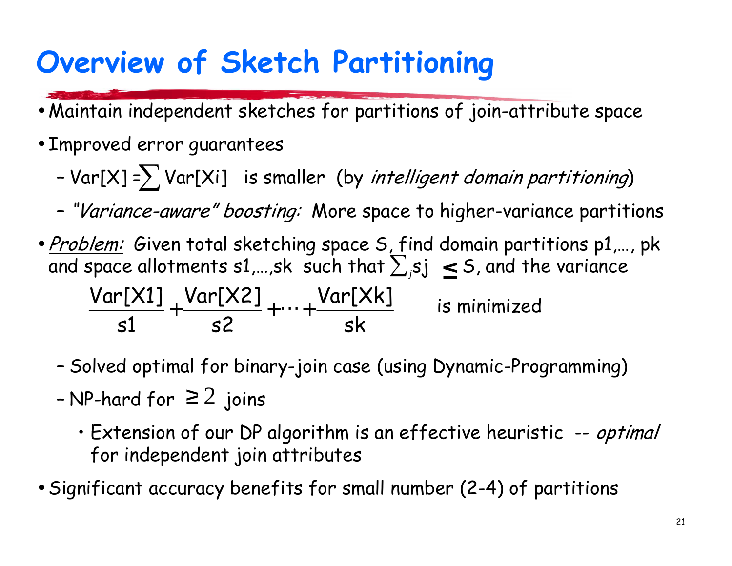# Overview of Sketch Partitioning

- Maintain independent sketches for partitions of join-attribute space
- Improved error guarantees
  - $Var[X] = \sum Var[Xi]$ is smaller (by *intelligent domain partitioning*)
  - *"Variance-aware" boosting:* More space to higher-variance partitions
- *Problem:* Given total sketching space S, find domain partitions p1,…, pk and space allotments s1,…,sk such that $\sum_j sj \leq S$, and the variance

$$\frac{Var[X1]}{s1} + \frac{Var[X2]}{s2} + \cdots + \frac{Var[Xk]}{sk} \quad \text{is minimized}$$

  - Solved optimal for binary-join case (using Dynamic-Programming)
  - NP-hard for $\geq 2$ joins
    - Extension of our DP algorithm is an effective heuristic -- *optimal* for independent join attributes
- Significant accuracy benefits for small number (2-4) of partitions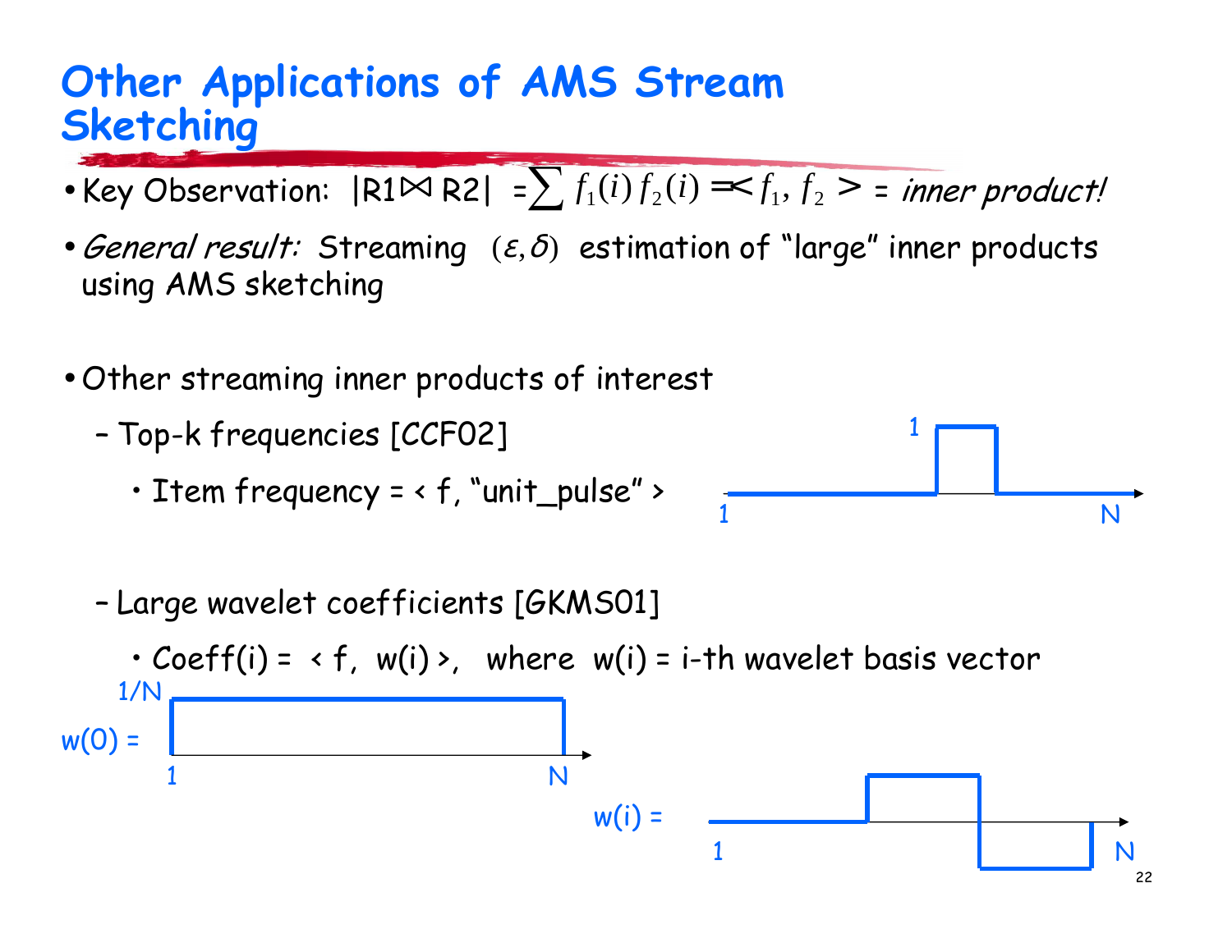# Other Applications of AMS Stream Sketching

- Key Observation: $|R1 \bowtie R2| = \sum f_1(i) f_2(i) = \langle f_1, f_2 \rangle$ = *inner product!*
- *General result:* Streaming $(\varepsilon, \delta)$ estimation of "large" inner products using AMS sketching
- Other streaming inner products of interest
  - Top-k frequencies [CCF02]
    - Item frequency = < f, "unit_pulse" >
  - Large wavelet coefficients [GKMS01]
    - Coeff(i) = < f, w(i) >, where w(i) = i-th wavelet basis vector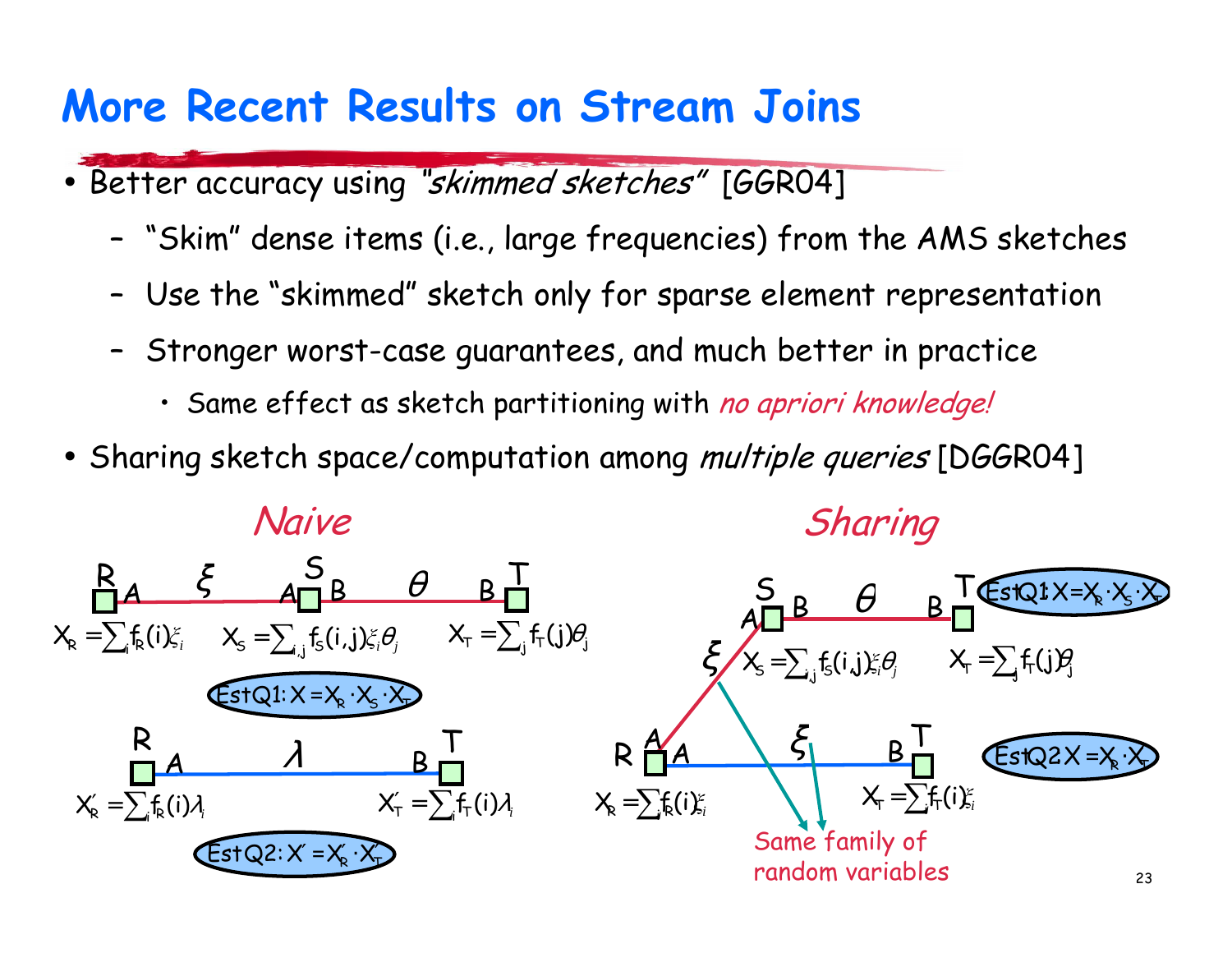# More Recent Results on Stream Joins

- Better accuracy using *"skimmed sketches"* [GGR04]
  - "Skim" dense items (i.e., large frequencies) from the AMS sketches
  - Use the "skimmed" sketch only for sparse element representation
  - Stronger worst-case guarantees, and much better in practice
    - Same effect as sketch partitioning with *no apriori knowledge!*
- Sharing sketch space/computation among *multiple queries* [DGGR04]

*Naive*

R A — $\xi$ — A S B — $\theta$ — B T

$X_R = \sum_i f_R(i)\xi_i$ $\quad X_S = \sum_{i,j} f_S(i,j)\xi_i\theta_j$ $\quad X_T = \sum_j f_T(j)\theta_j$

EstQ1: $X = X_R \cdot X_S \cdot X_T$

R A — $\lambda$ — B T

$X'_R = \sum_i f_R(i)\lambda_i$ $\quad X'_T = \sum_i f_T(i)\lambda_i$

EstQ2: $X' = X'_R \cdot X'_T$

*Sharing*

S: A B — $\theta$ — B T; R A — $\xi$ — A S; R A — $\xi$ — B T

$X_S = \sum_{i,j} f_S(i,j)\xi_i\theta_j$ $\quad X_T = \sum_j f_T(j)\theta_j$

EstQ1: $X = X_R \cdot X_S \cdot X_T$

$X_R = \sum_i f_R(i)\xi_i$ $\quad X_T = \sum_i f_T(i)\xi_i$

EstQ2: $X = X_R \cdot X_T$

Same family of random variables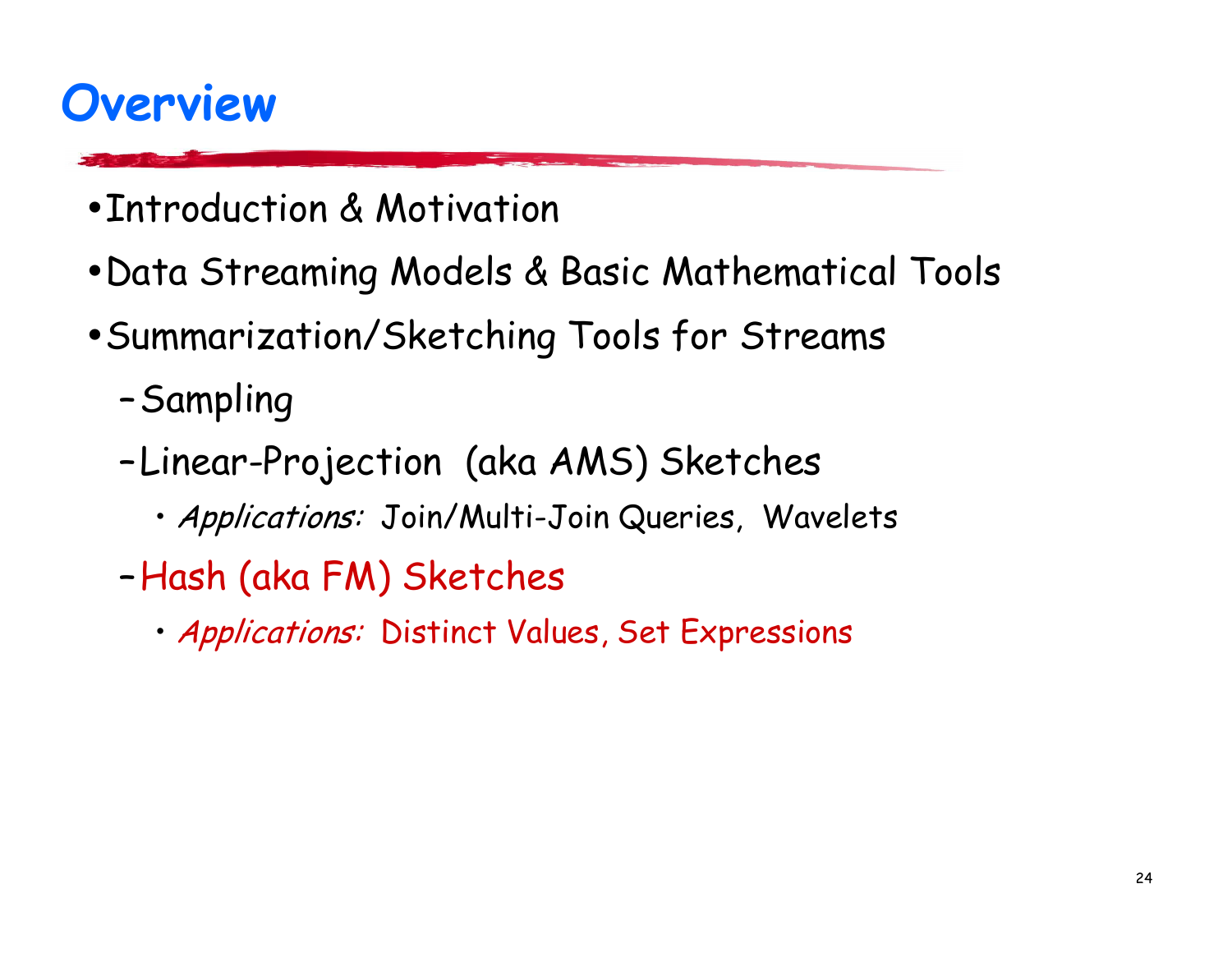# Overview

- Introduction & Motivation
- Data Streaming Models & Basic Mathematical Tools
- Summarization/Sketching Tools for Streams
  - Sampling
  - Linear-Projection (aka AMS) Sketches
    - *Applications:* Join/Multi-Join Queries, Wavelets
  - Hash (aka FM) Sketches
    - *Applications:* Distinct Values, Set Expressions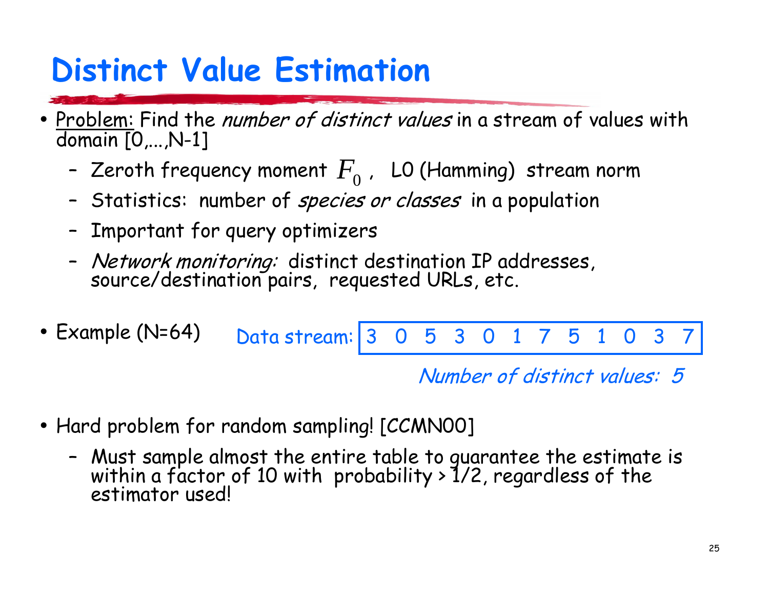# Distinct Value Estimation

- Problem: Find the *number of distinct values* in a stream of values with domain [0,...,N-1]
  - Zeroth frequency moment $F_0$ , L0 (Hamming) stream norm
  - Statistics: number of *species or classes* in a population
  - Important for query optimizers
  - *Network monitoring:* distinct destination IP addresses, source/destination pairs, requested URLs, etc.

- Example (N=64)   Data stream: 3 0 5 3 0 1 7 5 1 0 3 7

  *Number of distinct values: 5*

- Hard problem for random sampling! [CCMN00]
  - Must sample almost the entire table to guarantee the estimate is within a factor of 10 with probability > 1/2, regardless of the estimator used!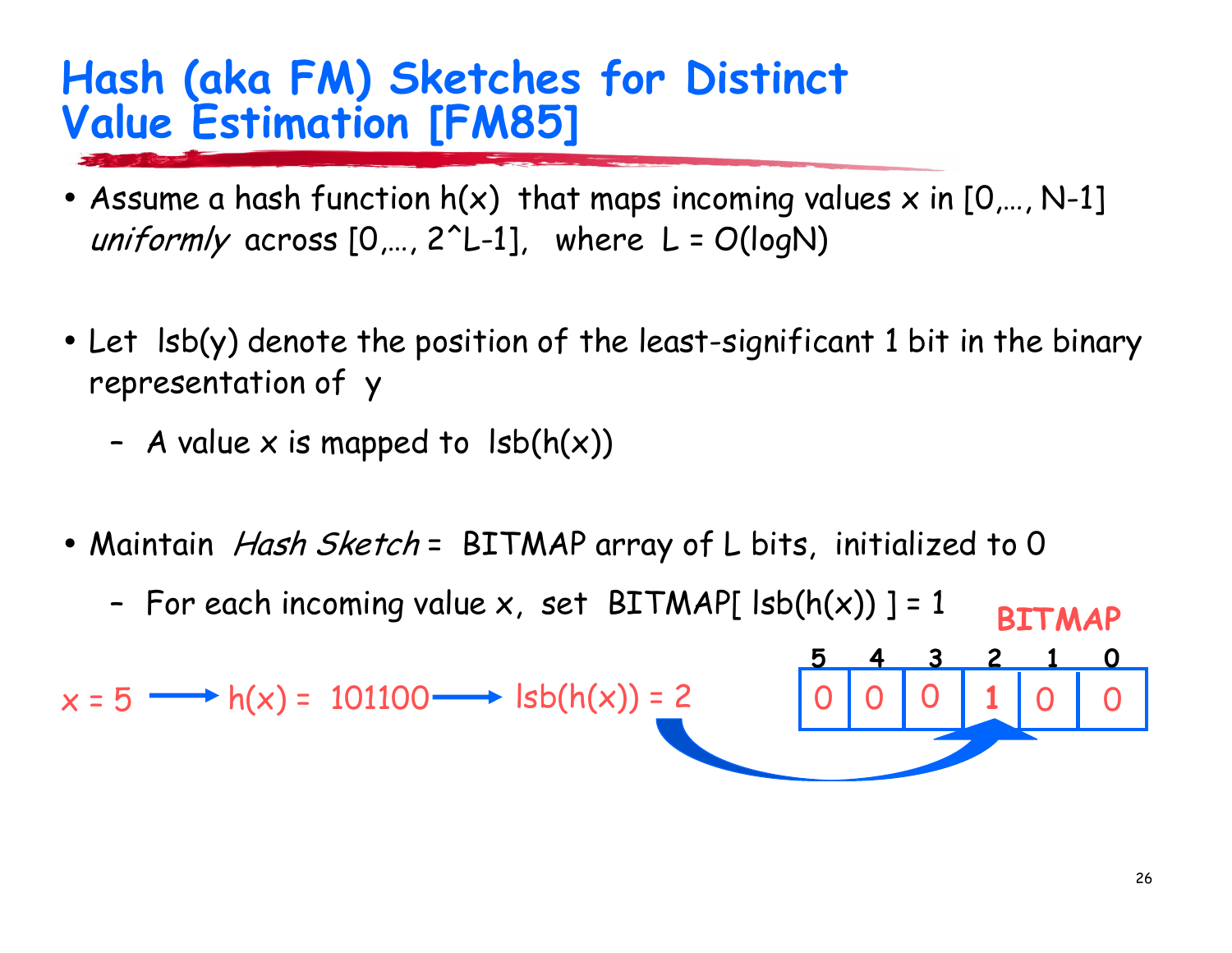# Hash (aka FM) Sketches for Distinct Value Estimation [FM85]

- Assume a hash function h(x) that maps incoming values x in [0,…, N-1] *uniformly* across [0,…, 2^L-1], where L = O(logN)
- Let lsb(y) denote the position of the least-significant 1 bit in the binary representation of y
  - A value x is mapped to lsb(h(x))
- Maintain *Hash Sketch* = BITMAP array of L bits, initialized to 0
  - For each incoming value x, set BITMAP[ lsb(h(x)) ] = 1

x = 5 ⟶ h(x) = 101100 ⟶ lsb(h(x)) = 2

**BITMAP**

| 5 | 4 | 3 | 2 | 1 | 0 |
|---|---|---|---|---|---|
| 0 | 0 | 0 | 1 | 0 | 0 |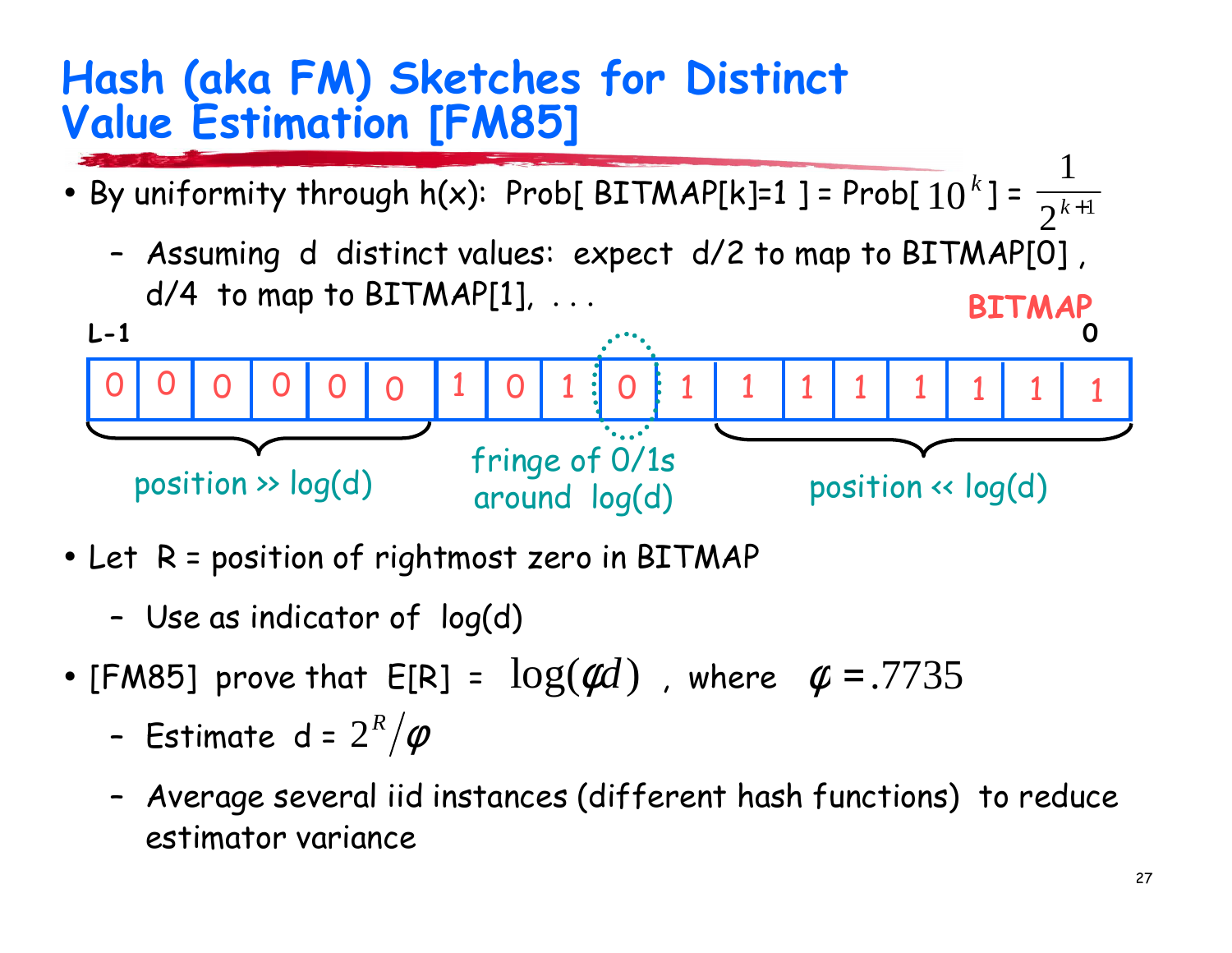# Hash (aka FM) Sketches for Distinct Value Estimation [FM85]

- By uniformity through h(x): Prob[ BITMAP[k]=1 ] = Prob[ $10^k$ ] = $\frac{1}{2^{k+1}}$
  - *Assuming d distinct values: expect d/2 to map to BITMAP[0] , d/4 to map to BITMAP[1], . . .*

**BITMAP**

**L-1** ... **0**

| 0 | 0 | 0 | 0 | 0 | 0 | 1 | 0 | 1 | 0 | 1 | 1 | 1 | 1 | 1 | 1 | 1 | 1 |
|---|---|---|---|---|---|---|---|---|---|---|---|---|---|---|---|---|---|

position >> log(d) — fringe of 0/1s around log(d) — position << log(d)

- Let R = position of rightmost zero in BITMAP
  - Use as indicator of log(d)
- [FM85] prove that E[R] = $\log(\varphi d)$ , where $\varphi = .7735$
  - Estimate d = $2^R/\varphi$
  - *Average several iid instances (different hash functions) to reduce estimator variance*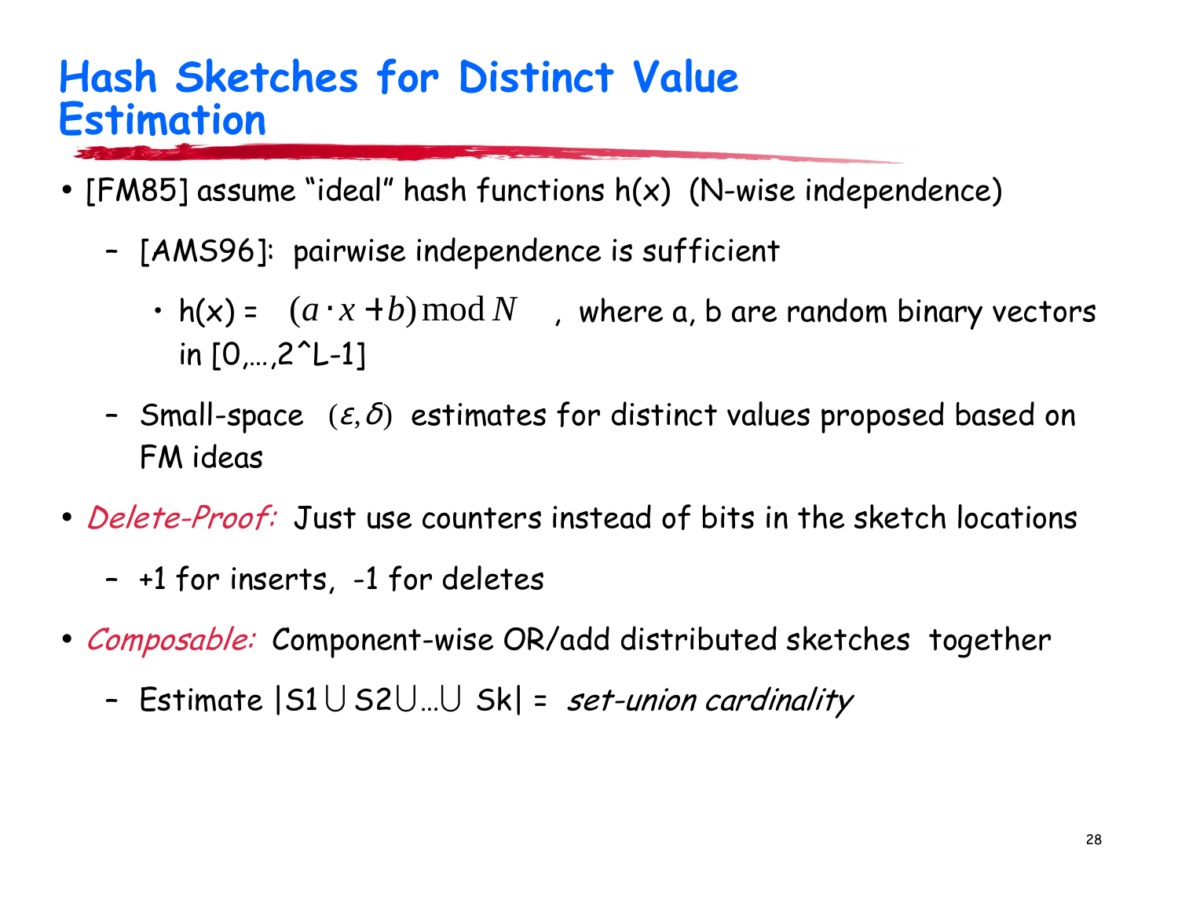# Hash Sketches for Distinct Value Estimation

- [FM85] assume "ideal" hash functions h(x) (N-wise independence)
  - [AMS96]: pairwise independence is sufficient
    - h(x) = $(a \cdot x + b) \bmod N$ , where a, b are random binary vectors in [0,…,2^L-1]
  - Small-space $(\varepsilon, \delta)$ estimates for distinct values proposed based on FM ideas
- *Delete-Proof:* Just use counters instead of bits in the sketch locations
  - +1 for inserts, -1 for deletes
- *Composable:* Component-wise OR/add distributed sketches together
  - Estimate $|S1 \cup S2 \cup \ldots \cup Sk|$ = *set-union cardinality*